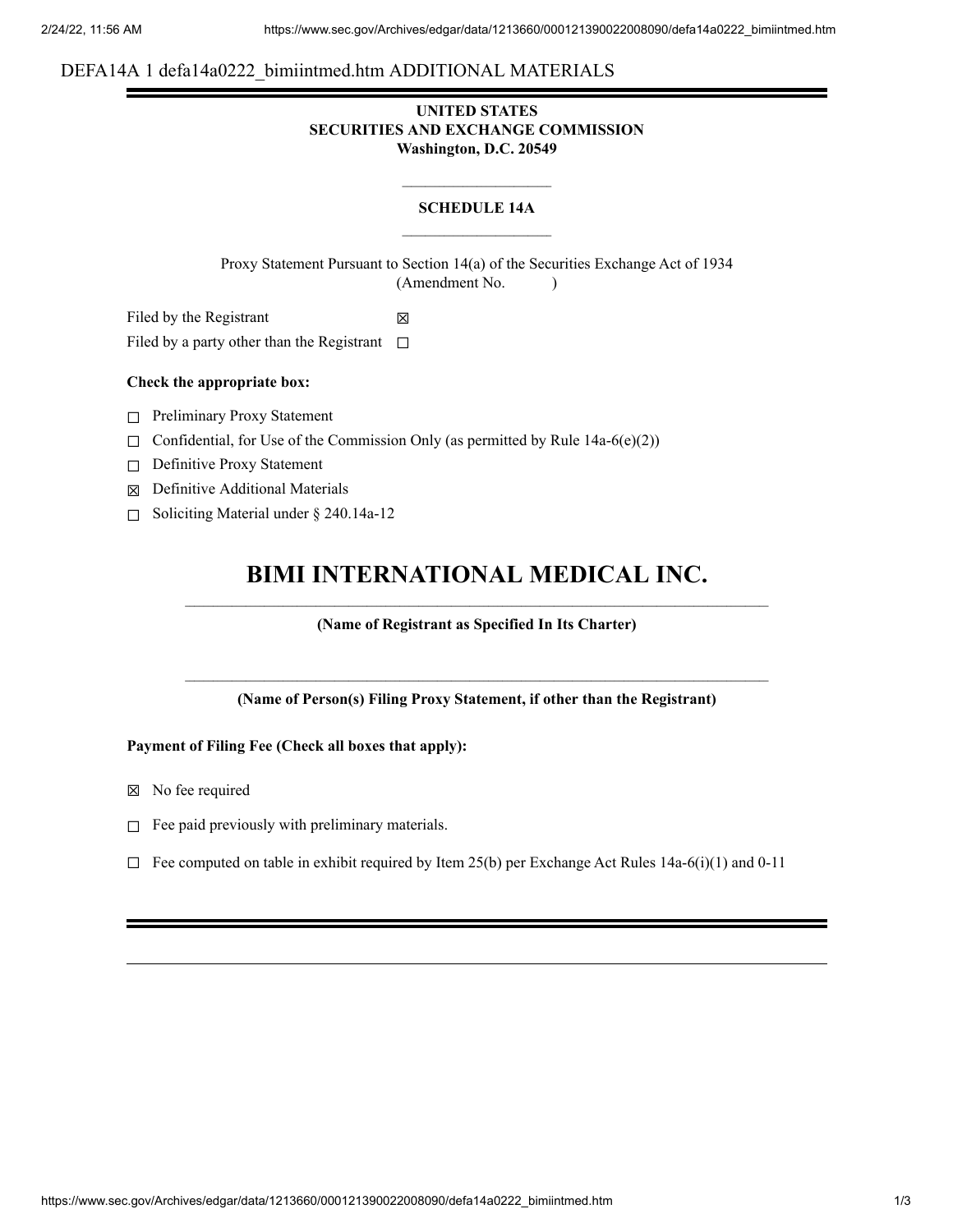DEFA14A 1 defa14a0222_bimiintmed.htm ADDITIONAL MATERIALS

**UNITED STATES**
**SECURITIES AND EXCHANGE COMMISSION**
**Washington, D.C. 20549**

---

**SCHEDULE 14A**

---

Proxy Statement Pursuant to Section 14(a) of the Securities Exchange Act of 1934
(Amendment No. )

Filed by the Registrant ☒

Filed by a party other than the Registrant ☐

**Check the appropriate box:**

☐ Preliminary Proxy Statement

☐ Confidential, for Use of the Commission Only (as permitted by Rule 14a-6(e)(2))

☐ Definitive Proxy Statement

☒ Definitive Additional Materials

☐ Soliciting Material under § 240.14a-12

# BIMI INTERNATIONAL MEDICAL INC.

**(Name of Registrant as Specified In Its Charter)**

**(Name of Person(s) Filing Proxy Statement, if other than the Registrant)**

**Payment of Filing Fee (Check all boxes that apply):**

☒ No fee required

☐ Fee paid previously with preliminary materials.

☐ Fee computed on table in exhibit required by Item 25(b) per Exchange Act Rules 14a-6(i)(1) and 0-11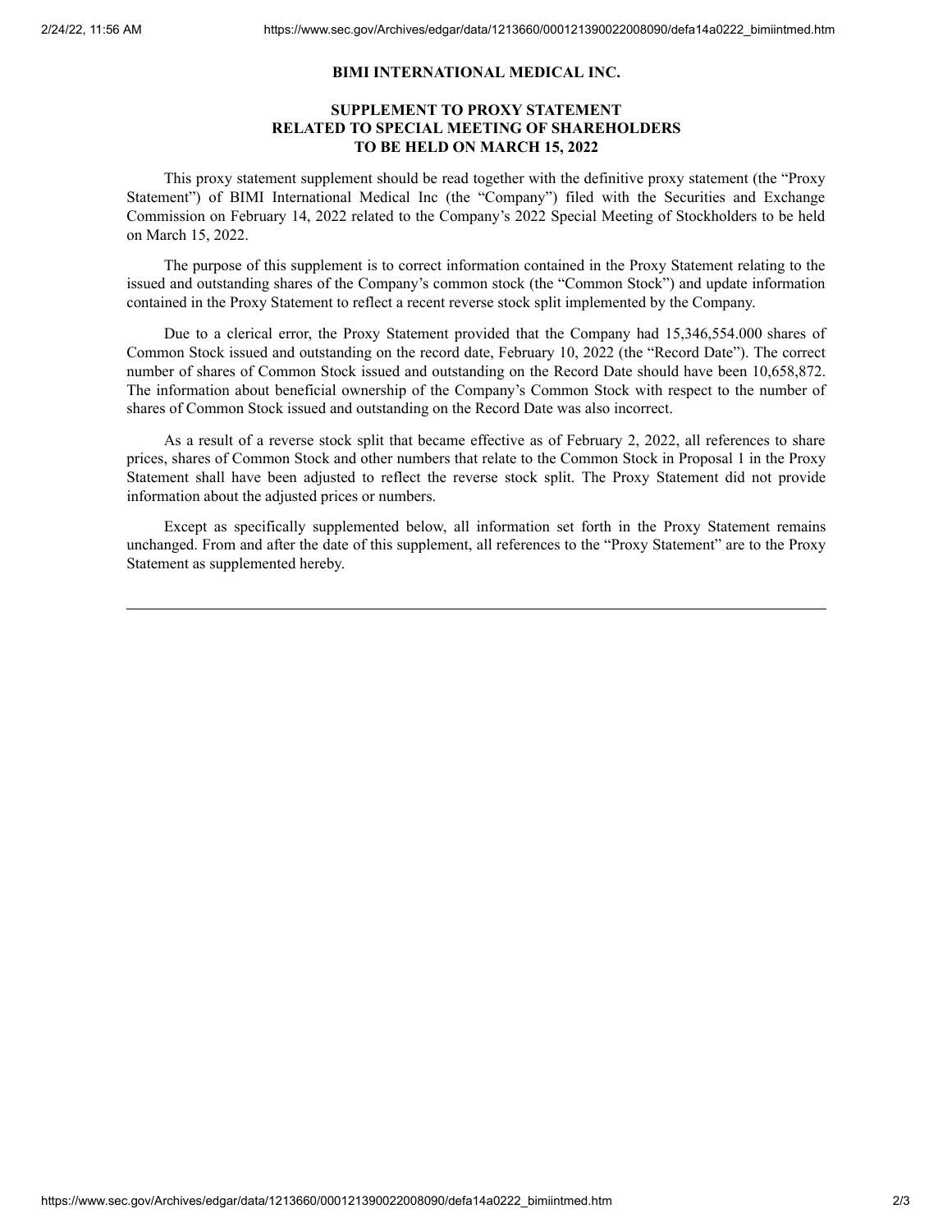**BIMI INTERNATIONAL MEDICAL INC.**

**SUPPLEMENT TO PROXY STATEMENT
RELATED TO SPECIAL MEETING OF SHAREHOLDERS
TO BE HELD ON MARCH 15, 2022**

This proxy statement supplement should be read together with the definitive proxy statement (the "Proxy Statement") of BIMI International Medical Inc (the "Company") filed with the Securities and Exchange Commission on February 14, 2022 related to the Company's 2022 Special Meeting of Stockholders to be held on March 15, 2022.

The purpose of this supplement is to correct information contained in the Proxy Statement relating to the issued and outstanding shares of the Company's common stock (the "Common Stock") and update information contained in the Proxy Statement to reflect a recent reverse stock split implemented by the Company.

Due to a clerical error, the Proxy Statement provided that the Company had 15,346,554.000 shares of Common Stock issued and outstanding on the record date, February 10, 2022 (the "Record Date"). The correct number of shares of Common Stock issued and outstanding on the Record Date should have been 10,658,872. The information about beneficial ownership of the Company's Common Stock with respect to the number of shares of Common Stock issued and outstanding on the Record Date was also incorrect.

As a result of a reverse stock split that became effective as of February 2, 2022, all references to share prices, shares of Common Stock and other numbers that relate to the Common Stock in Proposal 1 in the Proxy Statement shall have been adjusted to reflect the reverse stock split. The Proxy Statement did not provide information about the adjusted prices or numbers.

Except as specifically supplemented below, all information set forth in the Proxy Statement remains unchanged. From and after the date of this supplement, all references to the "Proxy Statement" are to the Proxy Statement as supplemented hereby.

---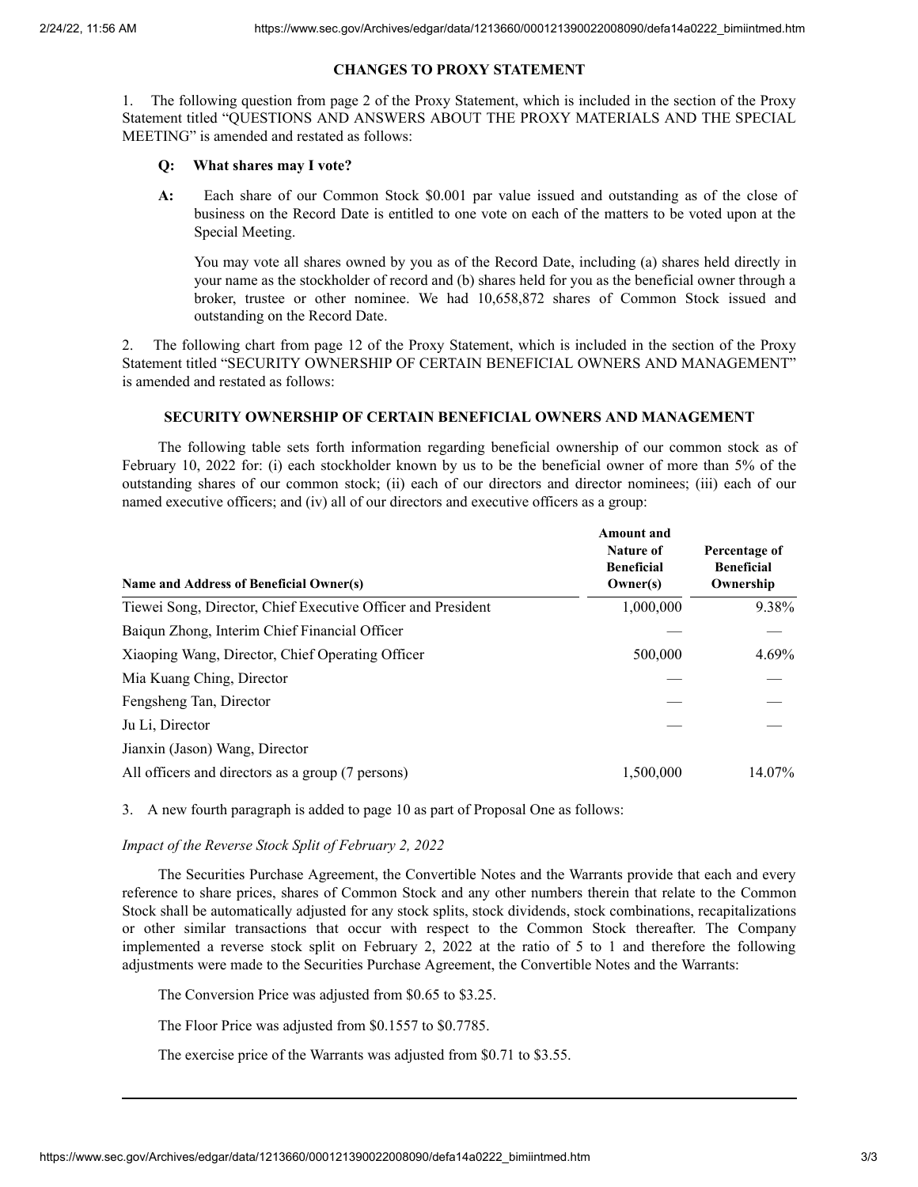## CHANGES TO PROXY STATEMENT

1. The following question from page 2 of the Proxy Statement, which is included in the section of the Proxy Statement titled "QUESTIONS AND ANSWERS ABOUT THE PROXY MATERIALS AND THE SPECIAL MEETING" is amended and restated as follows:

**Q: What shares may I vote?**

**A:** Each share of our Common Stock $0.001 par value issued and outstanding as of the close of business on the Record Date is entitled to one vote on each of the matters to be voted upon at the Special Meeting.

You may vote all shares owned by you as of the Record Date, including (a) shares held directly in your name as the stockholder of record and (b) shares held for you as the beneficial owner through a broker, trustee or other nominee. We had 10,658,872 shares of Common Stock issued and outstanding on the Record Date.

2. The following chart from page 12 of the Proxy Statement, which is included in the section of the Proxy Statement titled "SECURITY OWNERSHIP OF CERTAIN BENEFICIAL OWNERS AND MANAGEMENT" is amended and restated as follows:

### SECURITY OWNERSHIP OF CERTAIN BENEFICIAL OWNERS AND MANAGEMENT

The following table sets forth information regarding beneficial ownership of our common stock as of February 10, 2022 for: (i) each stockholder known by us to be the beneficial owner of more than 5% of the outstanding shares of our common stock; (ii) each of our directors and director nominees; (iii) each of our named executive officers; and (iv) all of our directors and executive officers as a group:

| Name and Address of Beneficial Owner(s) | Amount and Nature of Beneficial Owner(s) | Percentage of Beneficial Ownership |
|---|---|---|
| Tiewei Song, Director, Chief Executive Officer and President | 1,000,000 | 9.38% |
| Baiqun Zhong, Interim Chief Financial Officer | — | — |
| Xiaoping Wang, Director, Chief Operating Officer | 500,000 | 4.69% |
| Mia Kuang Ching, Director | — | — |
| Fengsheng Tan, Director | — | — |
| Ju Li, Director | — | — |
| Jianxin (Jason) Wang, Director | | |
| All officers and directors as a group (7 persons) | 1,500,000 | 14.07% |

3. A new fourth paragraph is added to page 10 as part of Proposal One as follows:

*Impact of the Reverse Stock Split of February 2, 2022*

The Securities Purchase Agreement, the Convertible Notes and the Warrants provide that each and every reference to share prices, shares of Common Stock and any other numbers therein that relate to the Common Stock shall be automatically adjusted for any stock splits, stock dividends, stock combinations, recapitalizations or other similar transactions that occur with respect to the Common Stock thereafter. The Company implemented a reverse stock split on February 2, 2022 at the ratio of 5 to 1 and therefore the following adjustments were made to the Securities Purchase Agreement, the Convertible Notes and the Warrants:

The Conversion Price was adjusted from $0.65 to $3.25.

The Floor Price was adjusted from $0.1557 to $0.7785.

The exercise price of the Warrants was adjusted from $0.71 to $3.55.